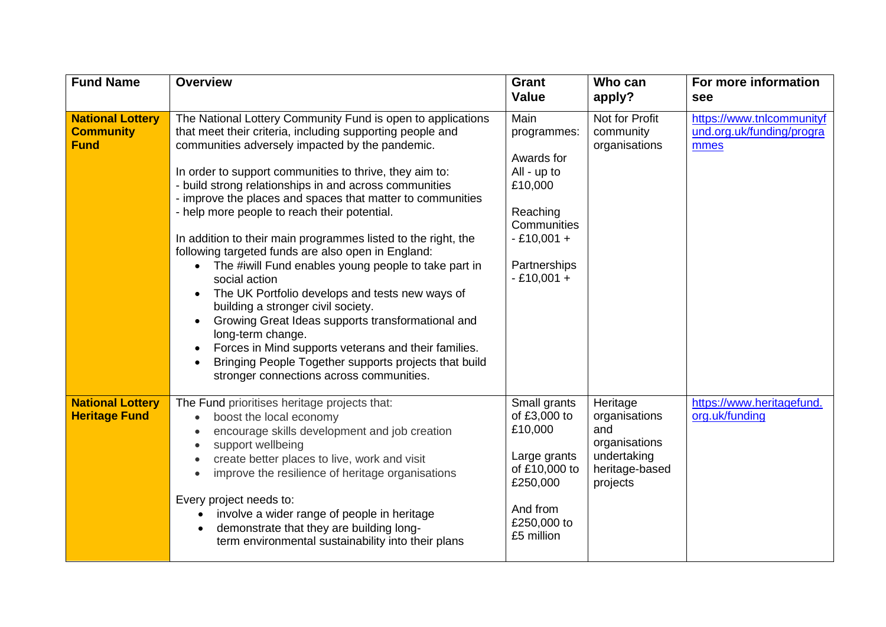| Fund Name | Overview | Grant Value | Who can apply? | For more information see |
|---|---|---|---|---|
| **National Lottery Community Fund** | The National Lottery Community Fund is open to applications that meet their criteria, including supporting people and communities adversely impacted by the pandemic.<br><br>In order to support communities to thrive, they aim to:<br>- build strong relationships in and across communities<br>- improve the places and spaces that matter to communities<br>- help more people to reach their potential.<br><br>In addition to their main programmes listed to the right, the following targeted funds are also open in England:<br>• The #iwill Fund enables young people to take part in social action<br>• The UK Portfolio develops and tests new ways of building a stronger civil society.<br>• Growing Great Ideas supports transformational and long-term change.<br>• Forces in Mind supports veterans and their families.<br>• Bringing People Together supports projects that build stronger connections across communities. | Main programmes:<br><br>Awards for All - up to £10,000<br><br>Reaching Communities - £10,001 +<br><br>Partnerships - £10,001 + | Not for Profit community organisations | https://www.tnlcommunityfund.org.uk/funding/programmes |
| **National Lottery Heritage Fund** | The Fund prioritises heritage projects that:<br>• boost the local economy<br>• encourage skills development and job creation<br>• support wellbeing<br>• create better places to live, work and visit<br>• improve the resilience of heritage organisations<br><br>Every project needs to:<br>• involve a wider range of people in heritage<br>• demonstrate that they are building long-term environmental sustainability into their plans | Small grants of £3,000 to £10,000<br><br>Large grants of £10,000 to £250,000<br><br>And from £250,000 to £5 million | Heritage organisations and organisations undertaking heritage-based projects | https://www.heritagefund.org.uk/funding |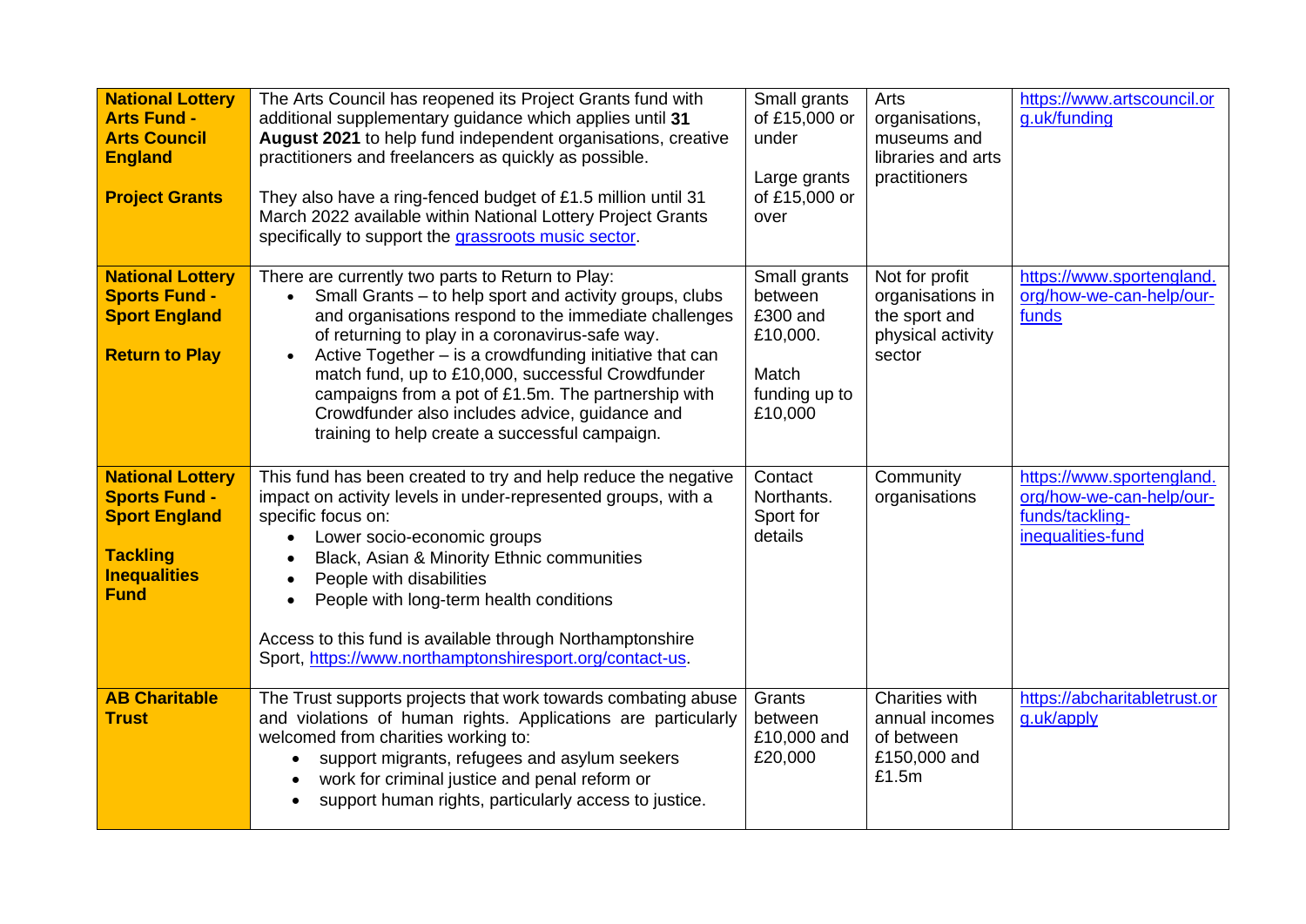| **National Lottery Arts Fund - Arts Council England**<br><br>**Project Grants** | The Arts Council has reopened its Project Grants fund with additional supplementary guidance which applies until **31 August 2021** to help fund independent organisations, creative practitioners and freelancers as quickly as possible.<br><br>They also have a ring-fenced budget of £1.5 million until 31 March 2022 available within National Lottery Project Grants specifically to support the grassroots music sector. | Small grants of £15,000 or under<br><br>Large grants of £15,000 or over | Arts organisations, museums and libraries and arts practitioners | https://www.artscouncil.org.uk/funding |
|---|---|---|---|---|
| **National Lottery Sports Fund - Sport England**<br><br>**Return to Play** | There are currently two parts to Return to Play:<br>• Small Grants – to help sport and activity groups, clubs and organisations respond to the immediate challenges of returning to play in a coronavirus-safe way.<br>• Active Together – is a crowdfunding initiative that can match fund, up to £10,000, successful Crowdfunder campaigns from a pot of £1.5m. The partnership with Crowdfunder also includes advice, guidance and training to help create a successful campaign. | Small grants between £300 and £10,000.<br><br>Match funding up to £10,000 | Not for profit organisations in the sport and physical activity sector | https://www.sportengland.org/how-we-can-help/our-funds |
| **National Lottery Sports Fund - Sport England**<br><br>**Tackling Inequalities Fund** | This fund has been created to try and help reduce the negative impact on activity levels in under-represented groups, with a specific focus on:<br>• Lower socio-economic groups<br>• Black, Asian & Minority Ethnic communities<br>• People with disabilities<br>• People with long-term health conditions<br><br>Access to this fund is available through Northamptonshire Sport, https://www.northamptonshiresport.org/contact-us. | Contact Northants. Sport for details | Community organisations | https://www.sportengland.org/how-we-can-help/our-funds/tackling-inequalities-fund |
| **AB Charitable Trust** | The Trust supports projects that work towards combating abuse and violations of human rights. Applications are particularly welcomed from charities working to:<br>• support migrants, refugees and asylum seekers<br>• work for criminal justice and penal reform or<br>• support human rights, particularly access to justice. | Grants between £10,000 and £20,000 | Charities with annual incomes of between £150,000 and £1.5m | https://abcharitabletrust.org.uk/apply |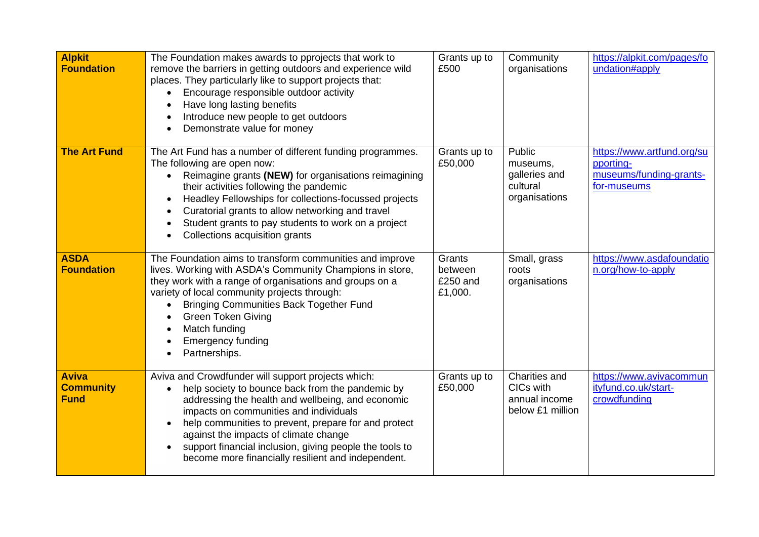| **Alpkit Foundation** | The Foundation makes awards to pprojects that work to remove the barriers in getting outdoors and experience wild places. They particularly like to support projects that:<br>• Encourage responsible outdoor activity<br>• Have long lasting benefits<br>• Introduce new people to get outdoors<br>• Demonstrate value for money | Grants up to £500 | Community organisations | https://alpkit.com/pages/foundation#apply |
|---|---|---|---|---|
| **The Art Fund** | The Art Fund has a number of different funding programmes. The following are open now:<br>• Reimagine grants **(NEW)** for organisations reimagining their activities following the pandemic<br>• Headley Fellowships for collections-focussed projects<br>• Curatorial grants to allow networking and travel<br>• Student grants to pay students to work on a project<br>• Collections acquisition grants | Grants up to £50,000 | Public museums, galleries and cultural organisations | https://www.artfund.org/supporting-museums/funding-grants-for-museums |
| **ASDA Foundation** | The Foundation aims to transform communities and improve lives. Working with ASDA's Community Champions in store, they work with a range of organisations and groups on a variety of local community projects through:<br>• Bringing Communities Back Together Fund<br>• Green Token Giving<br>• Match funding<br>• Emergency funding<br>• Partnerships. | Grants between £250 and £1,000. | Small, grass roots organisations | https://www.asdafoundation.org/how-to-apply |
| **Aviva Community Fund** | Aviva and Crowdfunder will support projects which:<br>• help society to bounce back from the pandemic by addressing the health and wellbeing, and economic impacts on communities and individuals<br>• help communities to prevent, prepare for and protect against the impacts of climate change<br>• support financial inclusion, giving people the tools to become more financially resilient and independent. | Grants up to £50,000 | Charities and CICs with annual income below £1 million | https://www.avivacommunityfund.co.uk/start-crowdfunding |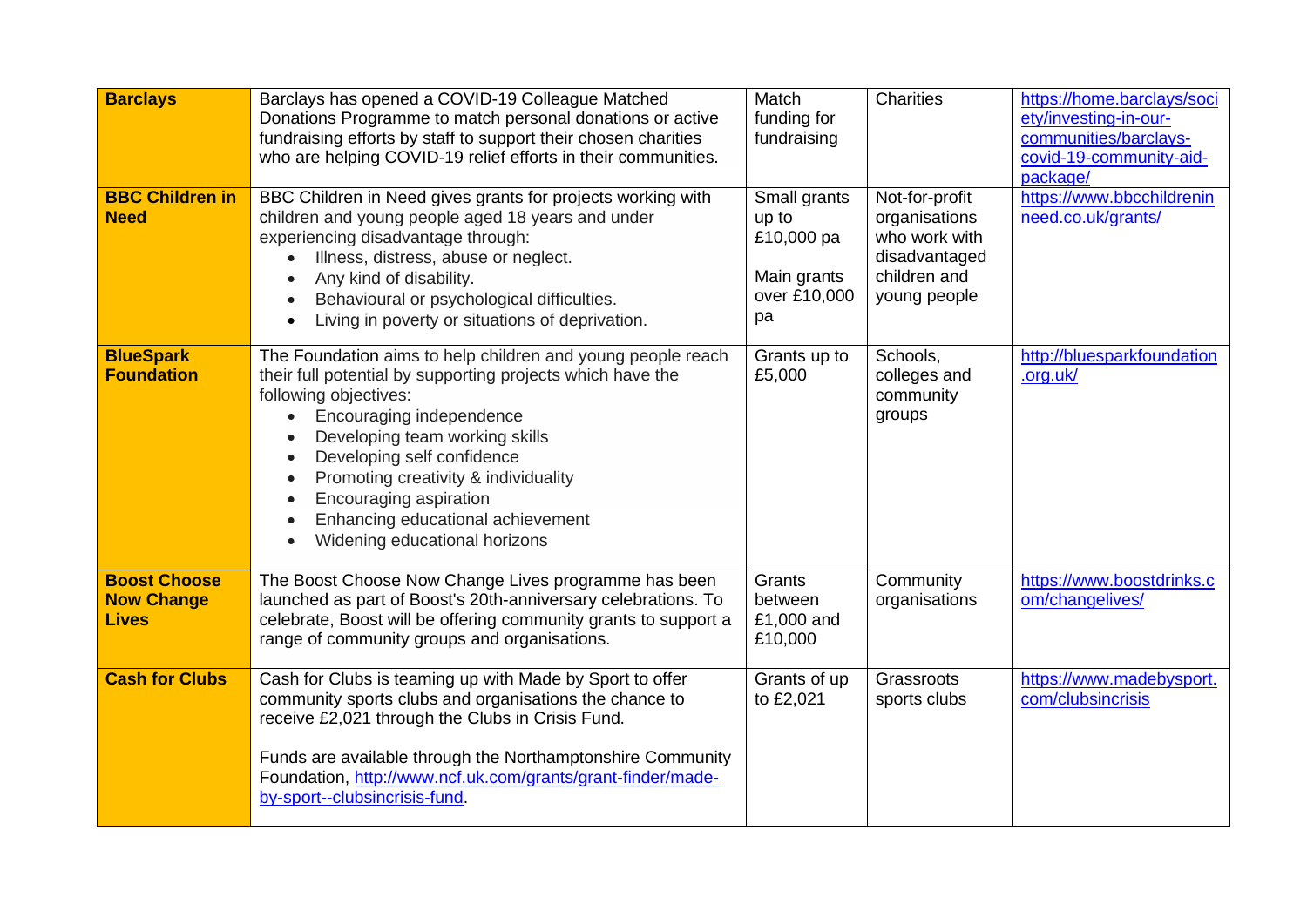| | | | | |
|---|---|---|---|---|
| **Barclays** | Barclays has opened a COVID-19 Colleague Matched Donations Programme to match personal donations or active fundraising efforts by staff to support their chosen charities who are helping COVID-19 relief efforts in their communities. | Match funding for fundraising | Charities | https://home.barclays/society/investing-in-our-communities/barclays-covid-19-community-aid-package/ |
| **BBC Children in Need** | BBC Children in Need gives grants for projects working with children and young people aged 18 years and under experiencing disadvantage through:<br>• Illness, distress, abuse or neglect.<br>• Any kind of disability.<br>• Behavioural or psychological difficulties.<br>• Living in poverty or situations of deprivation. | Small grants up to £10,000 pa<br><br>Main grants over £10,000 pa | Not-for-profit organisations who work with disadvantaged children and young people | https://www.bbcchildreninneed.co.uk/grants/ |
| **BlueSpark Foundation** | The Foundation aims to help children and young people reach their full potential by supporting projects which have the following objectives:<br>• Encouraging independence<br>• Developing team working skills<br>• Developing self confidence<br>• Promoting creativity & individuality<br>• Encouraging aspiration<br>• Enhancing educational achievement<br>• Widening educational horizons | Grants up to £5,000 | Schools, colleges and community groups | http://bluesparkfoundation.org.uk/ |
| **Boost Choose Now Change Lives** | The Boost Choose Now Change Lives programme has been launched as part of Boost's 20th-anniversary celebrations. To celebrate, Boost will be offering community grants to support a range of community groups and organisations. | Grants between £1,000 and £10,000 | Community organisations | https://www.boostdrinks.com/changelives/ |
| **Cash for Clubs** | Cash for Clubs is teaming up with Made by Sport to offer community sports clubs and organisations the chance to receive £2,021 through the Clubs in Crisis Fund.<br><br>Funds are available through the Northamptonshire Community Foundation, http://www.ncf.uk.com/grants/grant-finder/made-by-sport--clubsincrisis-fund. | Grants of up to £2,021 | Grassroots sports clubs | https://www.madebysport.com/clubsincrisis |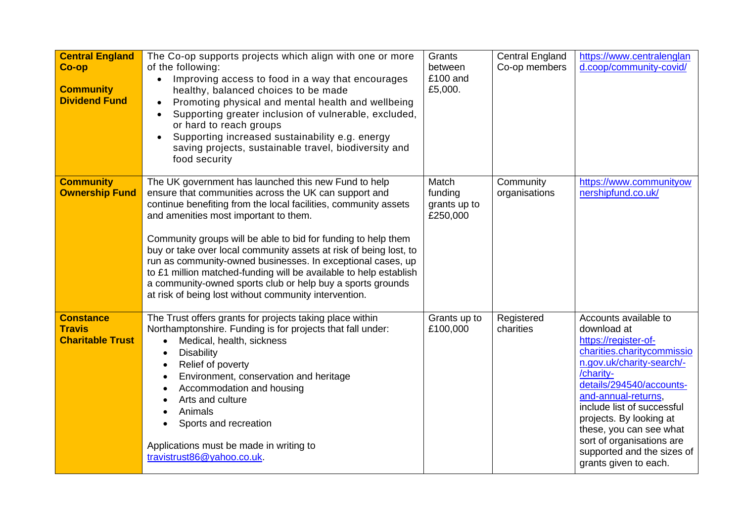| | | | | |
|---|---|---|---|---|
| **Central England Co-op**<br><br>**Community Dividend Fund** | The Co-op supports projects which align with one or more of the following:<br>• Improving access to food in a way that encourages healthy, balanced choices to be made<br>• Promoting physical and mental health and wellbeing<br>• Supporting greater inclusion of vulnerable, excluded, or hard to reach groups<br>• Supporting increased sustainability e.g. energy saving projects, sustainable travel, biodiversity and food security | Grants between £100 and £5,000. | Central England Co-op members | https://www.centralengland.coop/community-covid/ |
| **Community Ownership Fund** | The UK government has launched this new Fund to help ensure that communities across the UK can support and continue benefiting from the local facilities, community assets and amenities most important to them.<br><br>Community groups will be able to bid for funding to help them buy or take over local community assets at risk of being lost, to run as community-owned businesses. In exceptional cases, up to £1 million matched-funding will be available to help establish a community-owned sports club or help buy a sports grounds at risk of being lost without community intervention. | Match funding grants up to £250,000 | Community organisations | https://www.communityownershipfund.co.uk/ |
| **Constance Travis Charitable Trust** | The Trust offers grants for projects taking place within Northamptonshire. Funding is for projects that fall under:<br>• Medical, health, sickness<br>• Disability<br>• Relief of poverty<br>• Environment, conservation and heritage<br>• Accommodation and housing<br>• Arts and culture<br>• Animals<br>• Sports and recreation<br><br>Applications must be made in writing to travistrust86@yahoo.co.uk. | Grants up to £100,000 | Registered charities | Accounts available to download at https://register-of-charities.charitycommission.gov.uk/charity-search/-/charity-details/294540/accounts-and-annual-returns, include list of successful projects. By looking at these, you can see what sort of organisations are supported and the sizes of grants given to each. |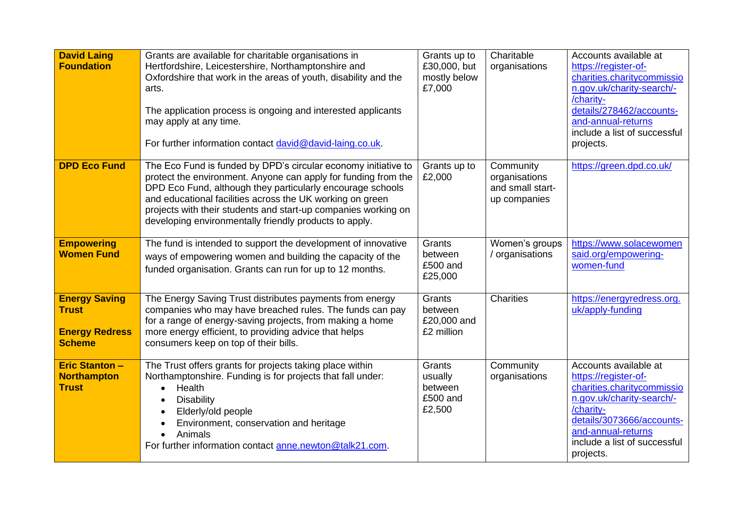| **David Laing Foundation** | Grants are available for charitable organisations in Hertfordshire, Leicestershire, Northamptonshire and Oxfordshire that work in the areas of youth, disability and the arts.<br><br>The application process is ongoing and interested applicants may apply at any time.<br><br>For further information contact david@david-laing.co.uk. | Grants up to £30,000, but mostly below £7,000 | Charitable organisations | Accounts available at https://register-of-charities.charitycommission.gov.uk/charity-search/-/charity-details/278462/accounts-and-annual-returns include a list of successful projects. |
|---|---|---|---|---|
| **DPD Eco Fund** | The Eco Fund is funded by DPD's circular economy initiative to protect the environment. Anyone can apply for funding from the DPD Eco Fund, although they particularly encourage schools and educational facilities across the UK working on green projects with their students and start-up companies working on developing environmentally friendly products to apply. | Grants up to £2,000 | Community organisations and small start-up companies | https://green.dpd.co.uk/ |
| **Empowering Women Fund** | The fund is intended to support the development of innovative ways of empowering women and building the capacity of the funded organisation. Grants can run for up to 12 months. | Grants between £500 and £25,000 | Women's groups / organisations | https://www.solacewomensaid.org/empowering-women-fund |
| **Energy Saving Trust**<br><br>**Energy Redress Scheme** | The Energy Saving Trust distributes payments from energy companies who may have breached rules. The funds can pay for a range of energy-saving projects, from making a home more energy efficient, to providing advice that helps consumers keep on top of their bills. | Grants between £20,000 and £2 million | Charities | https://energyredress.org.uk/apply-funding |
| **Eric Stanton – Northampton Trust** | The Trust offers grants for projects taking place within Northamptonshire. Funding is for projects that fall under:<br>• Health<br>• Disability<br>• Elderly/old people<br>• Environment, conservation and heritage<br>• Animals<br>For further information contact anne.newton@talk21.com. | Grants usually between £500 and £2,500 | Community organisations | Accounts available at https://register-of-charities.charitycommission.gov.uk/charity-search/-/charity-details/3073666/accounts-and-annual-returns include a list of successful projects. |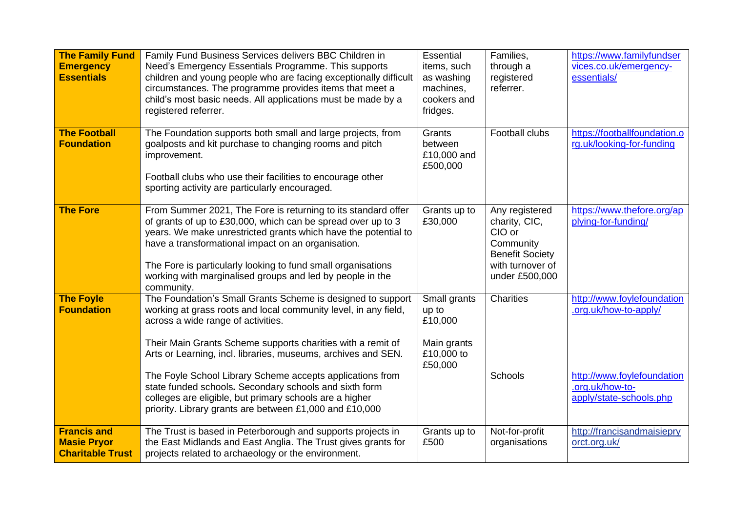| | | | | |
|---|---|---|---|---|
| **The Family Fund Emergency Essentials** | Family Fund Business Services delivers BBC Children in Need's Emergency Essentials Programme. This supports children and young people who are facing exceptionally difficult circumstances. The programme provides items that meet a child's most basic needs. All applications must be made by a registered referrer. | Essential items, such as washing machines, cookers and fridges. | Families, through a registered referrer. | https://www.familyfundservices.co.uk/emergency-essentials/ |
| **The Football Foundation** | The Foundation supports both small and large projects, from goalposts and kit purchase to changing rooms and pitch improvement.<br><br>Football clubs who use their facilities to encourage other sporting activity are particularly encouraged. | Grants between £10,000 and £500,000 | Football clubs | https://footballfoundation.org.uk/looking-for-funding |
| **The Fore** | From Summer 2021, The Fore is returning to its standard offer of grants of up to £30,000, which can be spread over up to 3 years. We make unrestricted grants which have the potential to have a transformational impact on an organisation.<br><br>The Fore is particularly looking to fund small organisations working with marginalised groups and led by people in the community. | Grants up to £30,000 | Any registered charity, CIC, CIO or Community Benefit Society with turnover of under £500,000 | https://www.thefore.org/applying-for-funding/ |
| **The Foyle Foundation** | The Foundation's Small Grants Scheme is designed to support working at grass roots and local community level, in any field, across a wide range of activities.<br><br>Their Main Grants Scheme supports charities with a remit of Arts or Learning, incl. libraries, museums, archives and SEN.<br><br>The Foyle School Library Scheme accepts applications from state funded schools. Secondary schools and sixth form colleges are eligible, but primary schools are a higher priority. Library grants are between £1,000 and £10,000 | Small grants up to £10,000<br><br>Main grants £10,000 to £50,000 | Charities<br><br>Schools | http://www.foylefoundation.org.uk/how-to-apply/<br><br>http://www.foylefoundation.org.uk/how-to-apply/state-schools.php |
| **Francis and Masie Pryor Charitable Trust** | The Trust is based in Peterborough and supports projects in the East Midlands and East Anglia. The Trust gives grants for projects related to archaeology or the environment. | Grants up to £500 | Not-for-profit organisations | http://francisandmaisiepryorct.org.uk/ |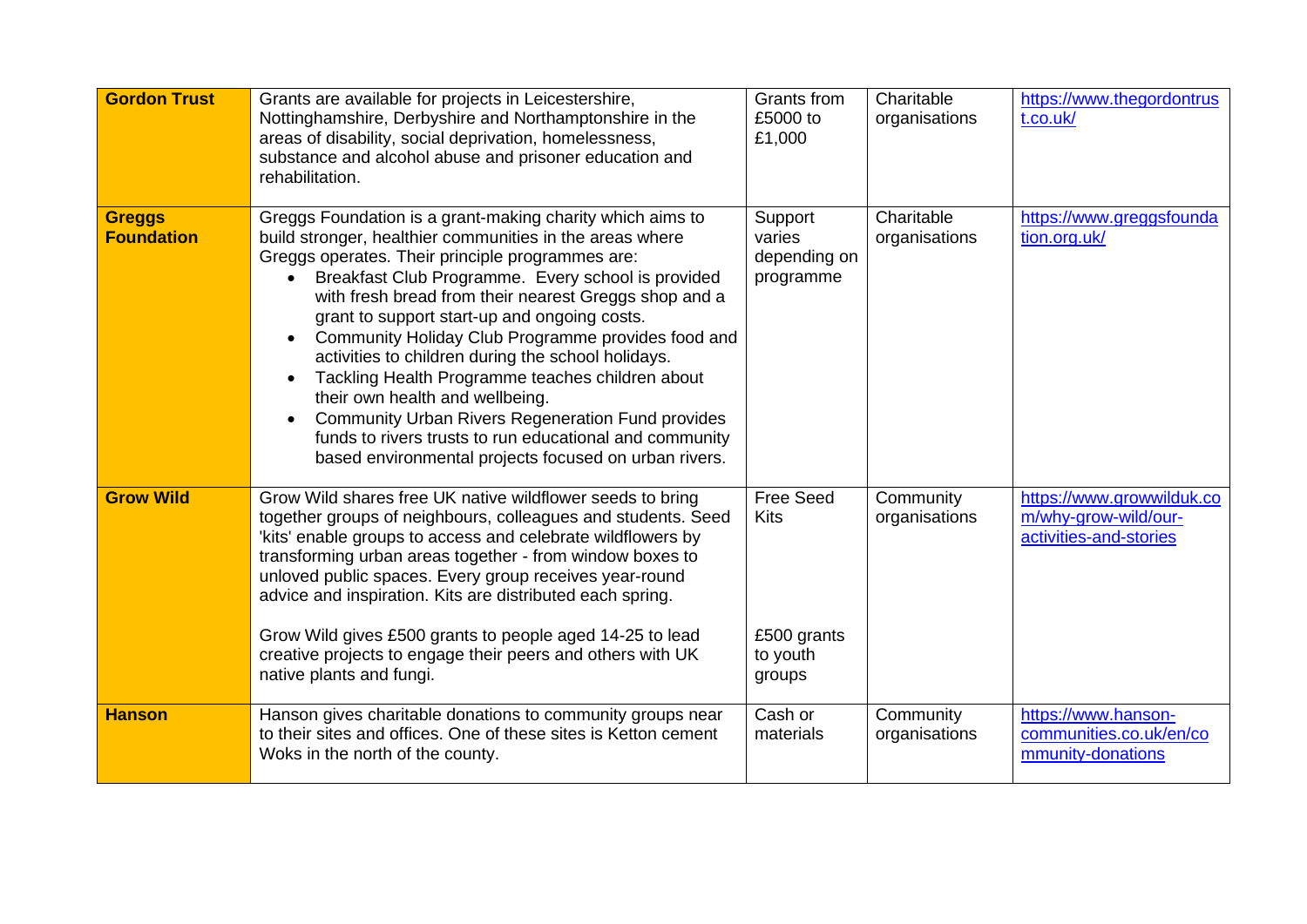| **Gordon Trust** | Grants are available for projects in Leicestershire, Nottinghamshire, Derbyshire and Northamptonshire in the areas of disability, social deprivation, homelessness, substance and alcohol abuse and prisoner education and rehabilitation. | Grants from £5000 to £1,000 | Charitable organisations | https://www.thegordontrust.co.uk/ |
|---|---|---|---|---|
| **Greggs Foundation** | Greggs Foundation is a grant-making charity which aims to build stronger, healthier communities in the areas where Greggs operates. Their principle programmes are:<br>• Breakfast Club Programme. Every school is provided with fresh bread from their nearest Greggs shop and a grant to support start-up and ongoing costs.<br>• Community Holiday Club Programme provides food and activities to children during the school holidays.<br>• Tackling Health Programme teaches children about their own health and wellbeing.<br>• Community Urban Rivers Regeneration Fund provides funds to rivers trusts to run educational and community based environmental projects focused on urban rivers. | Support varies depending on programme | Charitable organisations | https://www.greggsfoundation.org.uk/ |
| **Grow Wild** | Grow Wild shares free UK native wildflower seeds to bring together groups of neighbours, colleagues and students. Seed 'kits' enable groups to access and celebrate wildflowers by transforming urban areas together - from window boxes to unloved public spaces. Every group receives year-round advice and inspiration. Kits are distributed each spring.<br><br>Grow Wild gives £500 grants to people aged 14-25 to lead creative projects to engage their peers and others with UK native plants and fungi. | Free Seed Kits<br><br>£500 grants to youth groups | Community organisations | https://www.growwilduk.com/why-grow-wild/our-activities-and-stories |
| **Hanson** | Hanson gives charitable donations to community groups near to their sites and offices. One of these sites is Ketton cement Woks in the north of the county. | Cash or materials | Community organisations | https://www.hanson-communities.co.uk/en/community-donations |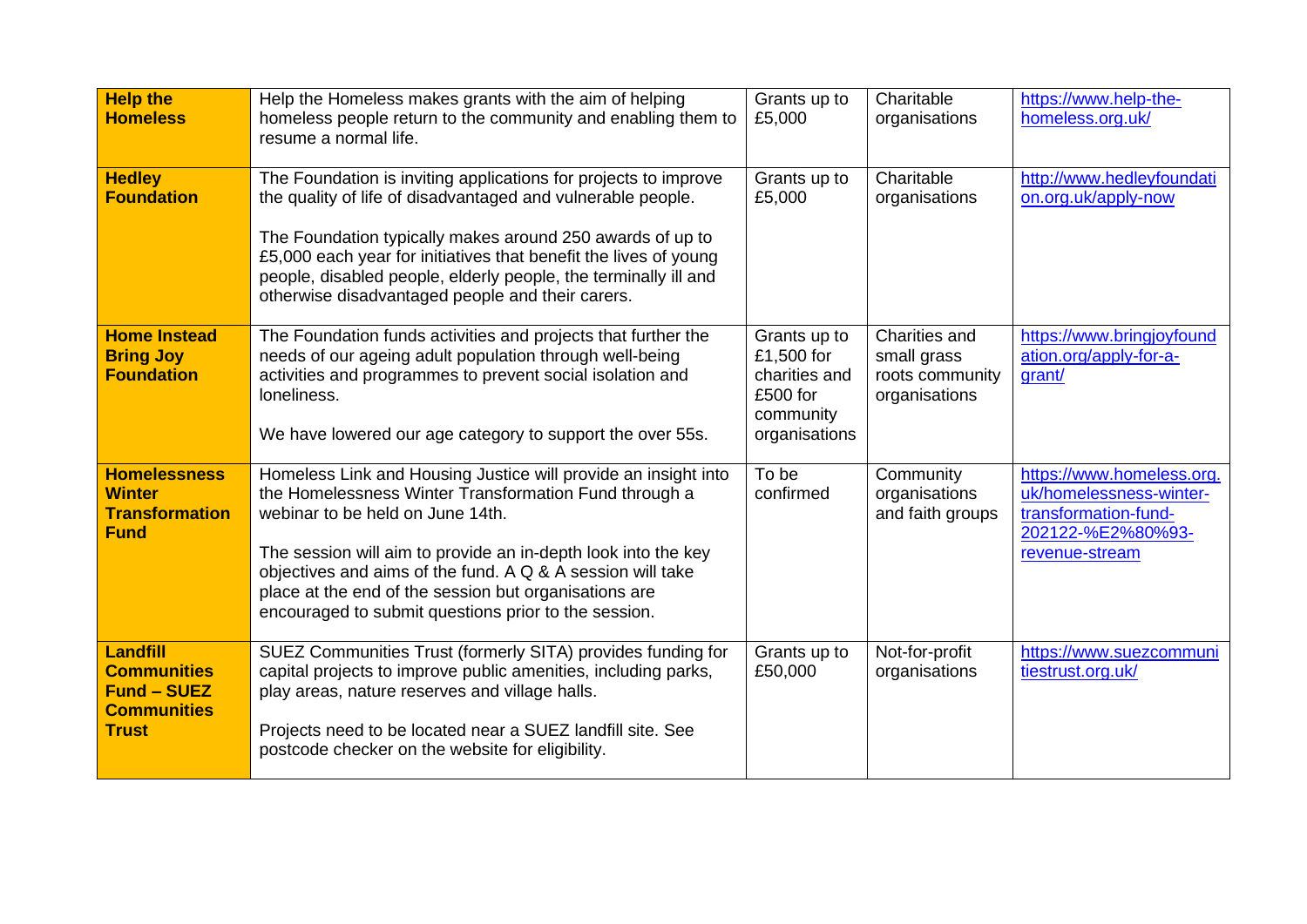| **Help the Homeless** | Help the Homeless makes grants with the aim of helping homeless people return to the community and enabling them to resume a normal life. | Grants up to £5,000 | Charitable organisations | https://www.help-the-homeless.org.uk/ |
|---|---|---|---|---|
| **Hedley Foundation** | The Foundation is inviting applications for projects to improve the quality of life of disadvantaged and vulnerable people.<br><br>The Foundation typically makes around 250 awards of up to £5,000 each year for initiatives that benefit the lives of young people, disabled people, elderly people, the terminally ill and otherwise disadvantaged people and their carers. | Grants up to £5,000 | Charitable organisations | http://www.hedleyfoundation.org.uk/apply-now |
| **Home Instead Bring Joy Foundation** | The Foundation funds activities and projects that further the needs of our ageing adult population through well-being activities and programmes to prevent social isolation and loneliness.<br><br>We have lowered our age category to support the over 55s. | Grants up to £1,500 for charities and £500 for community organisations | Charities and small grass roots community organisations | https://www.bringjoyfoundation.org/apply-for-a-grant/ |
| **Homelessness Winter Transformation Fund** | Homeless Link and Housing Justice will provide an insight into the Homelessness Winter Transformation Fund through a webinar to be held on June 14th.<br><br>The session will aim to provide an in-depth look into the key objectives and aims of the fund. A Q & A session will take place at the end of the session but organisations are encouraged to submit questions prior to the session. | To be confirmed | Community organisations and faith groups | https://www.homeless.org.uk/homelessness-winter-transformation-fund-202122-%E2%80%93-revenue-stream |
| **Landfill Communities Fund – SUEZ Communities Trust** | SUEZ Communities Trust (formerly SITA) provides funding for capital projects to improve public amenities, including parks, play areas, nature reserves and village halls.<br><br>Projects need to be located near a SUEZ landfill site. See postcode checker on the website for eligibility. | Grants up to £50,000 | Not-for-profit organisations | https://www.suezcommunitiestrust.org.uk/ |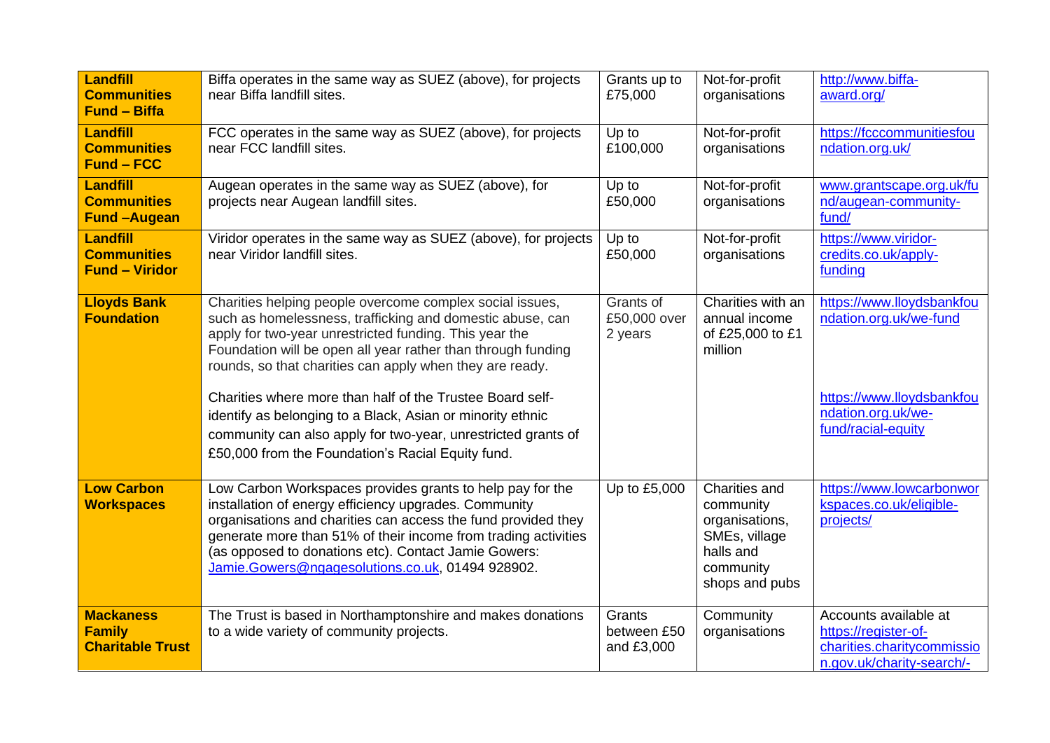| **Landfill Communities Fund – Biffa** | Biffa operates in the same way as SUEZ (above), for projects near Biffa landfill sites. | Grants up to £75,000 | Not-for-profit organisations | http://www.biffa-award.org/ |
|---|---|---|---|---|
| **Landfill Communities Fund – FCC** | FCC operates in the same way as SUEZ (above), for projects near FCC landfill sites. | Up to £100,000 | Not-for-profit organisations | https://fcccommunitiesfoundation.org.uk/ |
| **Landfill Communities Fund –Augean** | Augean operates in the same way as SUEZ (above), for projects near Augean landfill sites. | Up to £50,000 | Not-for-profit organisations | www.grantscape.org.uk/fund/augean-community-fund/ |
| **Landfill Communities Fund – Viridor** | Viridor operates in the same way as SUEZ (above), for projects near Viridor landfill sites. | Up to £50,000 | Not-for-profit organisations | https://www.viridor-credits.co.uk/apply-funding |
| **Lloyds Bank Foundation** | Charities helping people overcome complex social issues, such as homelessness, trafficking and domestic abuse, can apply for two-year unrestricted funding. This year the Foundation will be open all year rather than through funding rounds, so that charities can apply when they are ready.<br><br>Charities where more than half of the Trustee Board self-identify as belonging to a Black, Asian or minority ethnic community can also apply for two-year, unrestricted grants of £50,000 from the Foundation's Racial Equity fund. | Grants of £50,000 over 2 years | Charities with an annual income of £25,000 to £1 million | https://www.lloydsbankfoundation.org.uk/we-fund<br><br>https://www.lloydsbankfoundation.org.uk/we-fund/racial-equity |
| **Low Carbon Workspaces** | Low Carbon Workspaces provides grants to help pay for the installation of energy efficiency upgrades. Community organisations and charities can access the fund provided they generate more than 51% of their income from trading activities (as opposed to donations etc). Contact Jamie Gowers: Jamie.Gowers@ngagesolutions.co.uk, 01494 928902. | Up to £5,000 | Charities and community organisations, SMEs, village halls and community shops and pubs | https://www.lowcarbonworkspaces.co.uk/eligible-projects/ |
| **Mackaness Family Charitable Trust** | The Trust is based in Northamptonshire and makes donations to a wide variety of community projects. | Grants between £50 and £3,000 | Community organisations | Accounts available at https://register-of-charities.charitycommission.gov.uk/charity-search/- |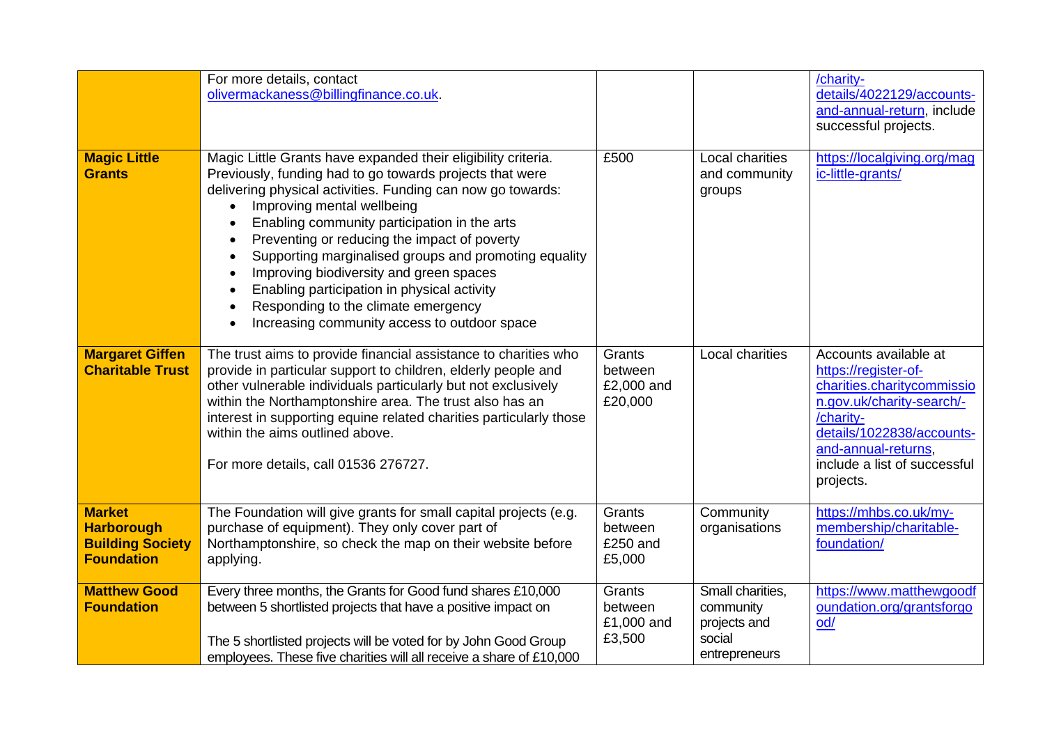| | | | | |
|---|---|---|---|---|
| | For more details, contact olivermackaness@billingfinance.co.uk. | | | /charity-details/4022129/accounts-and-annual-return, include successful projects. |
| **Magic Little Grants** | Magic Little Grants have expanded their eligibility criteria. Previously, funding had to go towards projects that were delivering physical activities. Funding can now go towards: <br>• Improving mental wellbeing <br>• Enabling community participation in the arts <br>• Preventing or reducing the impact of poverty <br>• Supporting marginalised groups and promoting equality <br>• Improving biodiversity and green spaces <br>• Enabling participation in physical activity <br>• Responding to the climate emergency <br>• Increasing community access to outdoor space | £500 | Local charities and community groups | https://localgiving.org/magic-little-grants/ |
| **Margaret Giffen Charitable Trust** | The trust aims to provide financial assistance to charities who provide in particular support to children, elderly people and other vulnerable individuals particularly but not exclusively within the Northamptonshire area. The trust also has an interest in supporting equine related charities particularly those within the aims outlined above. <br><br>For more details, call 01536 276727. | Grants between £2,000 and £20,000 | Local charities | Accounts available at https://register-of-charities.charitycommission.gov.uk/charity-search/-/charity-details/1022838/accounts-and-annual-returns, include a list of successful projects. |
| **Market Harborough Building Society Foundation** | The Foundation will give grants for small capital projects (e.g. purchase of equipment). They only cover part of Northamptonshire, so check the map on their website before applying. | Grants between £250 and £5,000 | Community organisations | https://mhbs.co.uk/my-membership/charitable-foundation/ |
| **Matthew Good Foundation** | Every three months, the Grants for Good fund shares £10,000 between 5 shortlisted projects that have a positive impact on <br><br>The 5 shortlisted projects will be voted for by John Good Group employees. These five charities will all receive a share of £10,000 | Grants between £1,000 and £3,500 | Small charities, community projects and social entrepreneurs | https://www.matthewgoodfoundation.org/grantsforgood/ |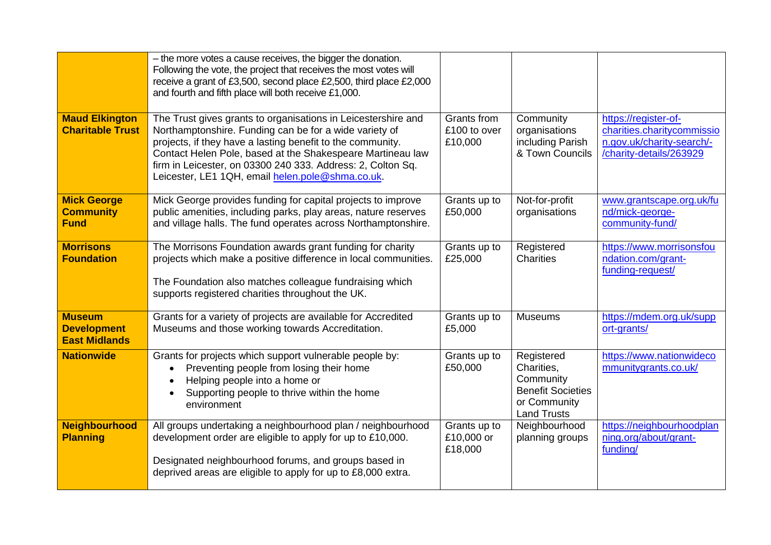| | | | | |
|---|---|---|---|---|
| | – the more votes a cause receives, the bigger the donation. Following the vote, the project that receives the most votes will receive a grant of £3,500, second place £2,500, third place £2,000 and fourth and fifth place will both receive £1,000. | | | |
| **Maud Elkington Charitable Trust** | The Trust gives grants to organisations in Leicestershire and Northamptonshire. Funding can be for a wide variety of projects, if they have a lasting benefit to the community. Contact Helen Pole, based at the Shakespeare Martineau law firm in Leicester, on 03300 240 333. Address: 2, Colton Sq. Leicester, LE1 1QH, email helen.pole@shma.co.uk. | Grants from £100 to over £10,000 | Community organisations including Parish & Town Councils | https://register-of-charities.charitycommission.gov.uk/charity-search/-/charity-details/263929 |
| **Mick George Community Fund** | Mick George provides funding for capital projects to improve public amenities, including parks, play areas, nature reserves and village halls. The fund operates across Northamptonshire. | Grants up to £50,000 | Not-for-profit organisations | www.grantscape.org.uk/fund/mick-george-community-fund/ |
| **Morrisons Foundation** | The Morrisons Foundation awards grant funding for charity projects which make a positive difference in local communities.<br><br>The Foundation also matches colleague fundraising which supports registered charities throughout the UK. | Grants up to £25,000 | Registered Charities | https://www.morrisonsfoundation.com/grant-funding-request/ |
| **Museum Development East Midlands** | Grants for a variety of projects are available for Accredited Museums and those working towards Accreditation. | Grants up to £5,000 | Museums | https://mdem.org.uk/support-grants/ |
| **Nationwide** | Grants for projects which support vulnerable people by:<br>• Preventing people from losing their home<br>• Helping people into a home or<br>• Supporting people to thrive within the home environment | Grants up to £50,000 | Registered Charities, Community Benefit Societies or Community Land Trusts | https://www.nationwidecommunitygrants.co.uk/ |
| **Neighbourhood Planning** | All groups undertaking a neighbourhood plan / neighbourhood development order are eligible to apply for up to £10,000.<br><br>Designated neighbourhood forums, and groups based in deprived areas are eligible to apply for up to £8,000 extra. | Grants up to £10,000 or £18,000 | Neighbourhood planning groups | https://neighbourhoodplanning.org/about/grant-funding/ |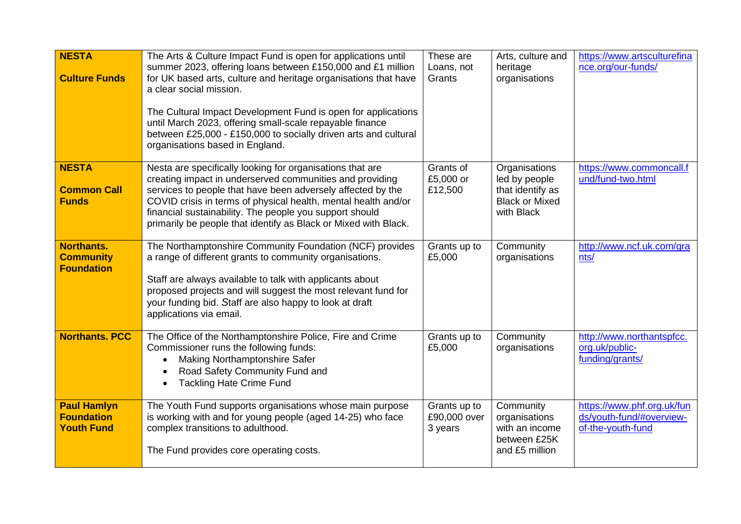| **NESTA**<br><br>**Culture Funds** | The Arts & Culture Impact Fund is open for applications until summer 2023, offering loans between £150,000 and £1 million for UK based arts, culture and heritage organisations that have a clear social mission.<br><br>The Cultural Impact Development Fund is open for applications until March 2023, offering small-scale repayable finance between £25,000 - £150,000 to socially driven arts and cultural organisations based in England. | These are Loans, not Grants | Arts, culture and heritage organisations | https://www.artsculturefinance.org/our-funds/ |
|---|---|---|---|---|
| **NESTA**<br><br>**Common Call Funds** | Nesta are specifically looking for organisations that are creating impact in underserved communities and providing services to people that have been adversely affected by the COVID crisis in terms of physical health, mental health and/or financial sustainability. The people you support should primarily be people that identify as Black or Mixed with Black. | Grants of £5,000 or £12,500 | Organisations led by people that identify as Black or Mixed with Black | https://www.commoncall.fund/fund-two.html |
| **Northants. Community Foundation** | The Northamptonshire Community Foundation (NCF) provides a range of different grants to community organisations.<br><br>Staff are always available to talk with applicants about proposed projects and will suggest the most relevant fund for your funding bid. Staff are also happy to look at draft applications via email. | Grants up to £5,000 | Community organisations | http://www.ncf.uk.com/grants/ |
| **Northants. PCC** | The Office of the Northamptonshire Police, Fire and Crime Commissioner runs the following funds:<br>• Making Northamptonshire Safer<br>• Road Safety Community Fund and<br>• Tackling Hate Crime Fund | Grants up to £5,000 | Community organisations | http://www.northantspfcc.org.uk/public-funding/grants/ |
| **Paul Hamlyn Foundation Youth Fund** | The Youth Fund supports organisations whose main purpose is working with and for young people (aged 14-25) who face complex transitions to adulthood.<br><br>The Fund provides core operating costs. | Grants up to £90,000 over 3 years | Community organisations with an income between £25K and £5 million | https://www.phf.org.uk/funds/youth-fund/#overview-of-the-youth-fund |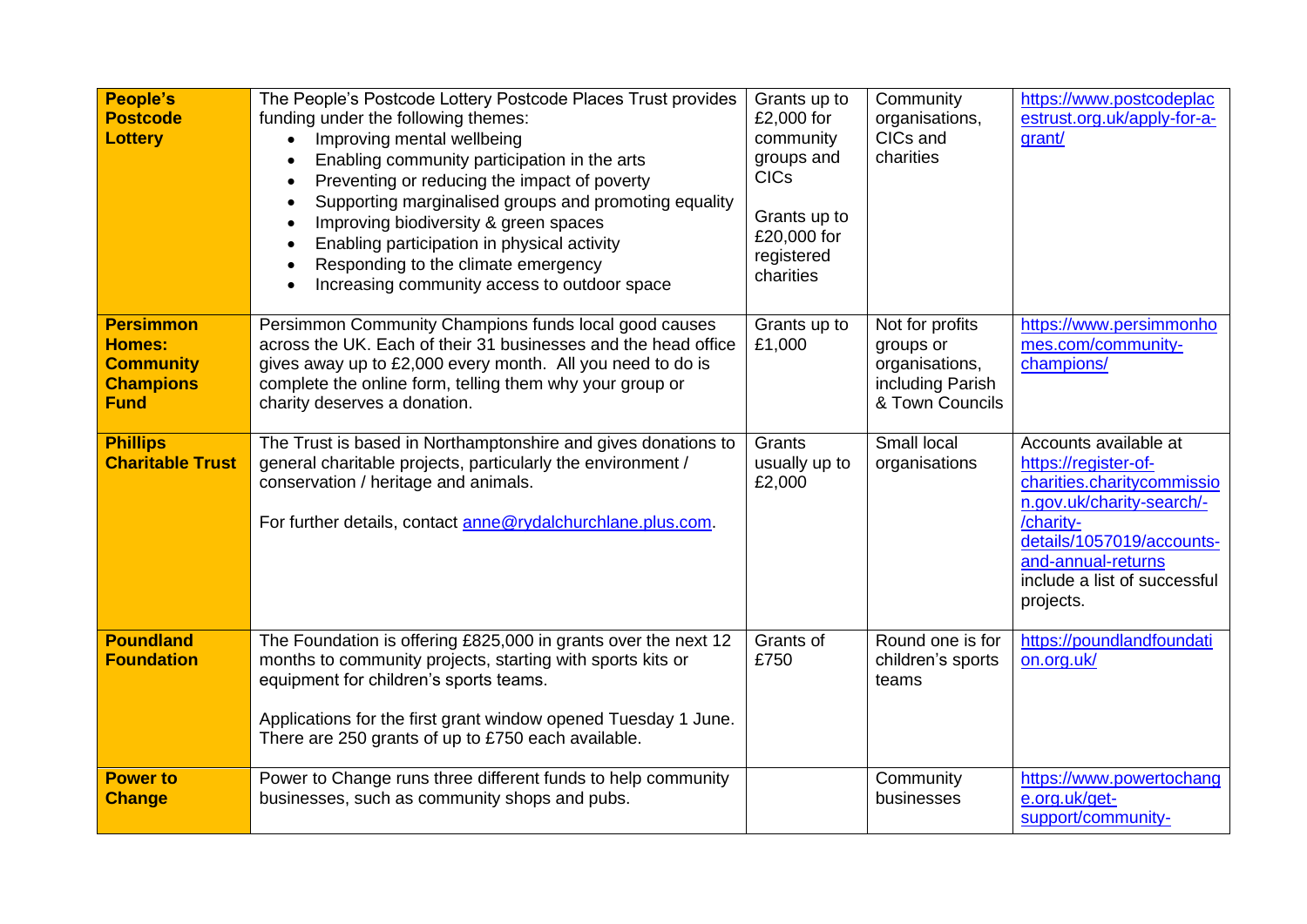| **People's Postcode Lottery** | The People's Postcode Lottery Postcode Places Trust provides funding under the following themes:<br>• Improving mental wellbeing<br>• Enabling community participation in the arts<br>• Preventing or reducing the impact of poverty<br>• Supporting marginalised groups and promoting equality<br>• Improving biodiversity & green spaces<br>• Enabling participation in physical activity<br>• Responding to the climate emergency<br>• Increasing community access to outdoor space | Grants up to £2,000 for community groups and CICs<br><br>Grants up to £20,000 for registered charities | Community organisations, CICs and charities | https://www.postcodeplacestrust.org.uk/apply-for-a-grant/ |
|---|---|---|---|---|
| **Persimmon Homes: Community Champions Fund** | Persimmon Community Champions funds local good causes across the UK. Each of their 31 businesses and the head office gives away up to £2,000 every month. All you need to do is complete the online form, telling them why your group or charity deserves a donation. | Grants up to £1,000 | Not for profits groups or organisations, including Parish & Town Councils | https://www.persimmonhomes.com/community-champions/ |
| **Phillips Charitable Trust** | The Trust is based in Northamptonshire and gives donations to general charitable projects, particularly the environment / conservation / heritage and animals.<br><br>For further details, contact anne@rydalchurchlane.plus.com. | Grants usually up to £2,000 | Small local organisations | Accounts available at https://register-of-charities.charitycommission.gov.uk/charity-search/-/charity-details/1057019/accounts-and-annual-returns include a list of successful projects. |
| **Poundland Foundation** | The Foundation is offering £825,000 in grants over the next 12 months to community projects, starting with sports kits or equipment for children's sports teams.<br><br>Applications for the first grant window opened Tuesday 1 June. There are 250 grants of up to £750 each available. | Grants of £750 | Round one is for children's sports teams | https://poundlandfoundation.org.uk/ |
| **Power to Change** | Power to Change runs three different funds to help community businesses, such as community shops and pubs. | | Community businesses | https://www.powertochange.org.uk/get-support/community- |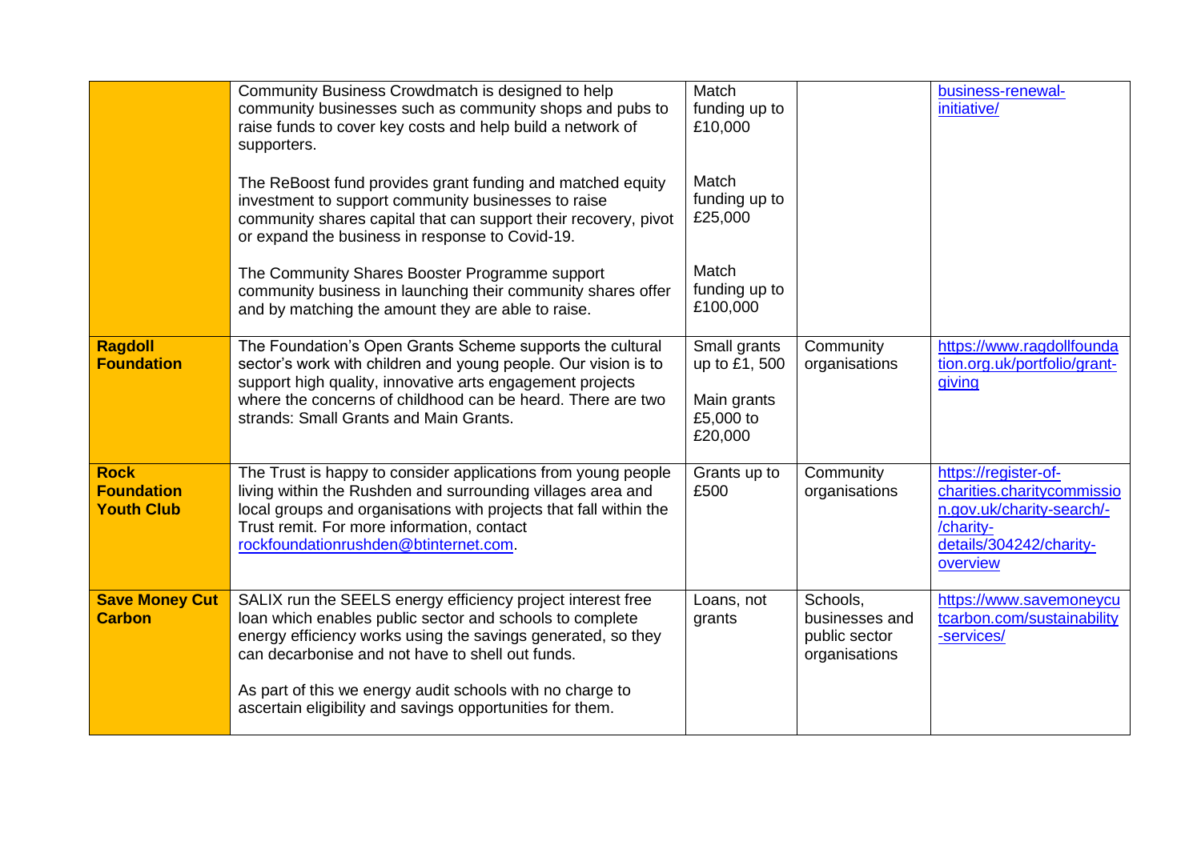| | | | | |
|---|---|---|---|---|
| | Community Business Crowdmatch is designed to help community businesses such as community shops and pubs to raise funds to cover key costs and help build a network of supporters.<br><br>The ReBoost fund provides grant funding and matched equity investment to support community businesses to raise community shares capital that can support their recovery, pivot or expand the business in response to Covid-19.<br><br>The Community Shares Booster Programme support community business in launching their community shares offer and by matching the amount they are able to raise. | Match funding up to £10,000<br><br>Match funding up to £25,000<br><br>Match funding up to £100,000 | | business-renewal-initiative/ |
| **Ragdoll Foundation** | The Foundation's Open Grants Scheme supports the cultural sector's work with children and young people. Our vision is to support high quality, innovative arts engagement projects where the concerns of childhood can be heard. There are two strands: Small Grants and Main Grants. | Small grants up to £1, 500<br><br>Main grants £5,000 to £20,000 | Community organisations | https://www.ragdollfoundation.org.uk/portfolio/grant-giving |
| **Rock Foundation Youth Club** | The Trust is happy to consider applications from young people living within the Rushden and surrounding villages area and local groups and organisations with projects that fall within the Trust remit. For more information, contact rockfoundationrushden@btinternet.com. | Grants up to £500 | Community organisations | https://register-of-charities.charitycommission.gov.uk/charity-search/-/charity-details/304242/charity-overview |
| **Save Money Cut Carbon** | SALIX run the SEELS energy efficiency project interest free loan which enables public sector and schools to complete energy efficiency works using the savings generated, so they can decarbonise and not have to shell out funds.<br><br>As part of this we energy audit schools with no charge to ascertain eligibility and savings opportunities for them. | Loans, not grants | Schools, businesses and public sector organisations | https://www.savemoneycutcarbon.com/sustainability-services/ |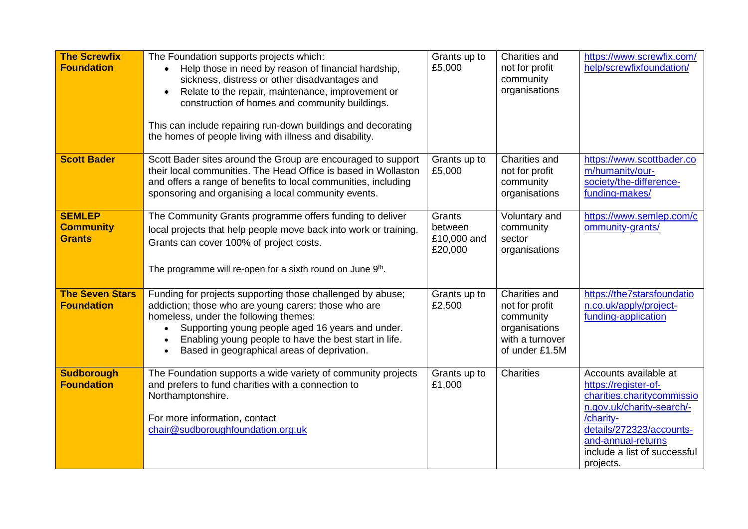| **The Screwfix Foundation** | The Foundation supports projects which:<br>• Help those in need by reason of financial hardship, sickness, distress or other disadvantages and<br>• Relate to the repair, maintenance, improvement or construction of homes and community buildings.<br><br>This can include repairing run-down buildings and decorating the homes of people living with illness and disability. | Grants up to £5,000 | Charities and not for profit community organisations | https://www.screwfix.com/help/screwfixfoundation/ |
|---|---|---|---|---|
| **Scott Bader** | Scott Bader sites around the Group are encouraged to support their local communities. The Head Office is based in Wollaston and offers a range of benefits to local communities, including sponsoring and organising a local community events. | Grants up to £5,000 | Charities and not for profit community organisations | https://www.scottbader.com/humanity/our-society/the-difference-funding-makes/ |
| **SEMLEP Community Grants** | The Community Grants programme offers funding to deliver local projects that help people move back into work or training. Grants can cover 100% of project costs.<br><br>The programme will re-open for a sixth round on June 9th. | Grants between £10,000 and £20,000 | Voluntary and community sector organisations | https://www.semlep.com/community-grants/ |
| **The Seven Stars Foundation** | Funding for projects supporting those challenged by abuse; addiction; those who are young carers; those who are homeless, under the following themes:<br>• Supporting young people aged 16 years and under.<br>• Enabling young people to have the best start in life.<br>• Based in geographical areas of deprivation. | Grants up to £2,500 | Charities and not for profit community organisations with a turnover of under £1.5M | https://the7starsfoundation.co.uk/apply/project-funding-application |
| **Sudborough Foundation** | The Foundation supports a wide variety of community projects and prefers to fund charities with a connection to Northamptonshire.<br><br>For more information, contact chair@sudboroughfoundation.org.uk | Grants up to £1,000 | Charities | Accounts available at https://register-of-charities.charitycommission.gov.uk/charity-search/-/charity-details/272323/accounts-and-annual-returns include a list of successful projects. |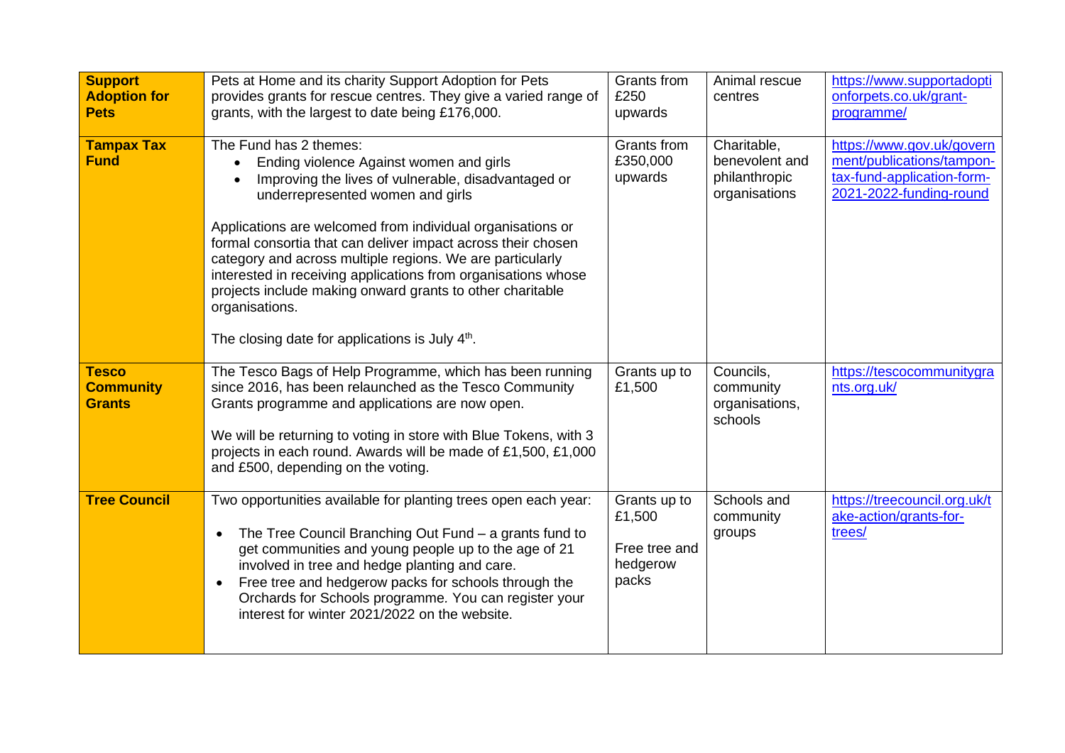| | | | | |
|---|---|---|---|---|
| **Support Adoption for Pets** | Pets at Home and its charity Support Adoption for Pets provides grants for rescue centres. They give a varied range of grants, with the largest to date being £176,000. | Grants from £250 upwards | Animal rescue centres | https://www.supportadoptionforpets.co.uk/grant-programme/ |
| **Tampax Tax Fund** | The Fund has 2 themes:<br>• Ending violence Against women and girls<br>• Improving the lives of vulnerable, disadvantaged or underrepresented women and girls<br><br>Applications are welcomed from individual organisations or formal consortia that can deliver impact across their chosen category and across multiple regions. We are particularly interested in receiving applications from organisations whose projects include making onward grants to other charitable organisations.<br><br>The closing date for applications is July 4th. | Grants from £350,000 upwards | Charitable, benevolent and philanthropic organisations | https://www.gov.uk/government/publications/tampon-tax-fund-application-form-2021-2022-funding-round |
| **Tesco Community Grants** | The Tesco Bags of Help Programme, which has been running since 2016, has been relaunched as the Tesco Community Grants programme and applications are now open.<br><br>We will be returning to voting in store with Blue Tokens, with 3 projects in each round. Awards will be made of £1,500, £1,000 and £500, depending on the voting. | Grants up to £1,500 | Councils, community organisations, schools | https://tescocommunitygrants.org.uk/ |
| **Tree Council** | Two opportunities available for planting trees open each year:<br>• The Tree Council Branching Out Fund – a grants fund to get communities and young people up to the age of 21 involved in tree and hedge planting and care.<br>• Free tree and hedgerow packs for schools through the Orchards for Schools programme. You can register your interest for winter 2021/2022 on the website. | Grants up to £1,500<br><br>Free tree and hedgerow packs | Schools and community groups | https://treecouncil.org.uk/take-action/grants-for-trees/ |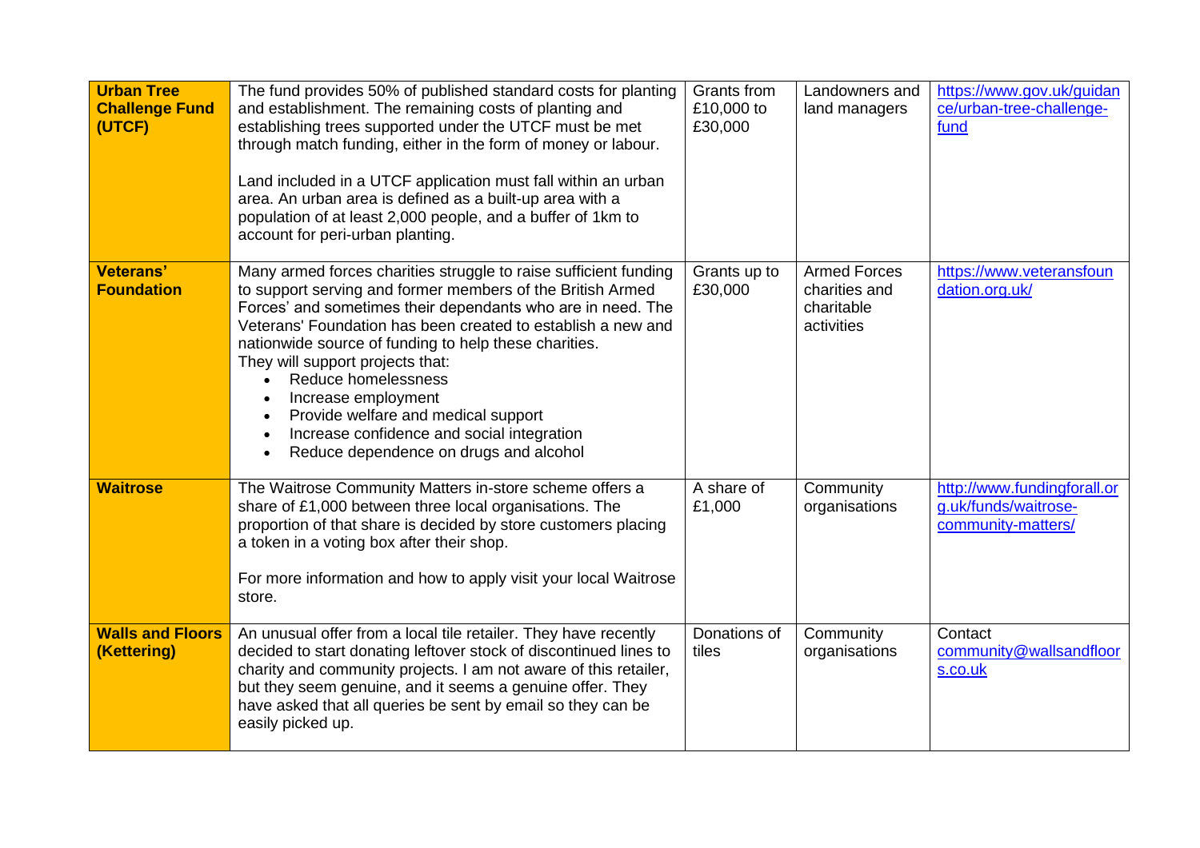| **Urban Tree Challenge Fund (UTCF)** | The fund provides 50% of published standard costs for planting and establishment. The remaining costs of planting and establishing trees supported under the UTCF must be met through match funding, either in the form of money or labour.<br><br>Land included in a UTCF application must fall within an urban area. An urban area is defined as a built-up area with a population of at least 2,000 people, and a buffer of 1km to account for peri-urban planting. | Grants from £10,000 to £30,000 | Landowners and land managers | https://www.gov.uk/guidance/urban-tree-challenge-fund |
|---|---|---|---|---|
| **Veterans' Foundation** | Many armed forces charities struggle to raise sufficient funding to support serving and former members of the British Armed Forces' and sometimes their dependants who are in need. The Veterans' Foundation has been created to establish a new and nationwide source of funding to help these charities.<br>They will support projects that:<br>• Reduce homelessness<br>• Increase employment<br>• Provide welfare and medical support<br>• Increase confidence and social integration<br>• Reduce dependence on drugs and alcohol | Grants up to £30,000 | Armed Forces charities and charitable activities | https://www.veteransfoundation.org.uk/ |
| **Waitrose** | The Waitrose Community Matters in-store scheme offers a share of £1,000 between three local organisations. The proportion of that share is decided by store customers placing a token in a voting box after their shop.<br><br>For more information and how to apply visit your local Waitrose store. | A share of £1,000 | Community organisations | http://www.fundingforall.org.uk/funds/waitrose-community-matters/ |
| **Walls and Floors (Kettering)** | An unusual offer from a local tile retailer. They have recently decided to start donating leftover stock of discontinued lines to charity and community projects. I am not aware of this retailer, but they seem genuine, and it seems a genuine offer. They have asked that all queries be sent by email so they can be easily picked up. | Donations of tiles | Community organisations | Contact community@wallsandfloors.co.uk |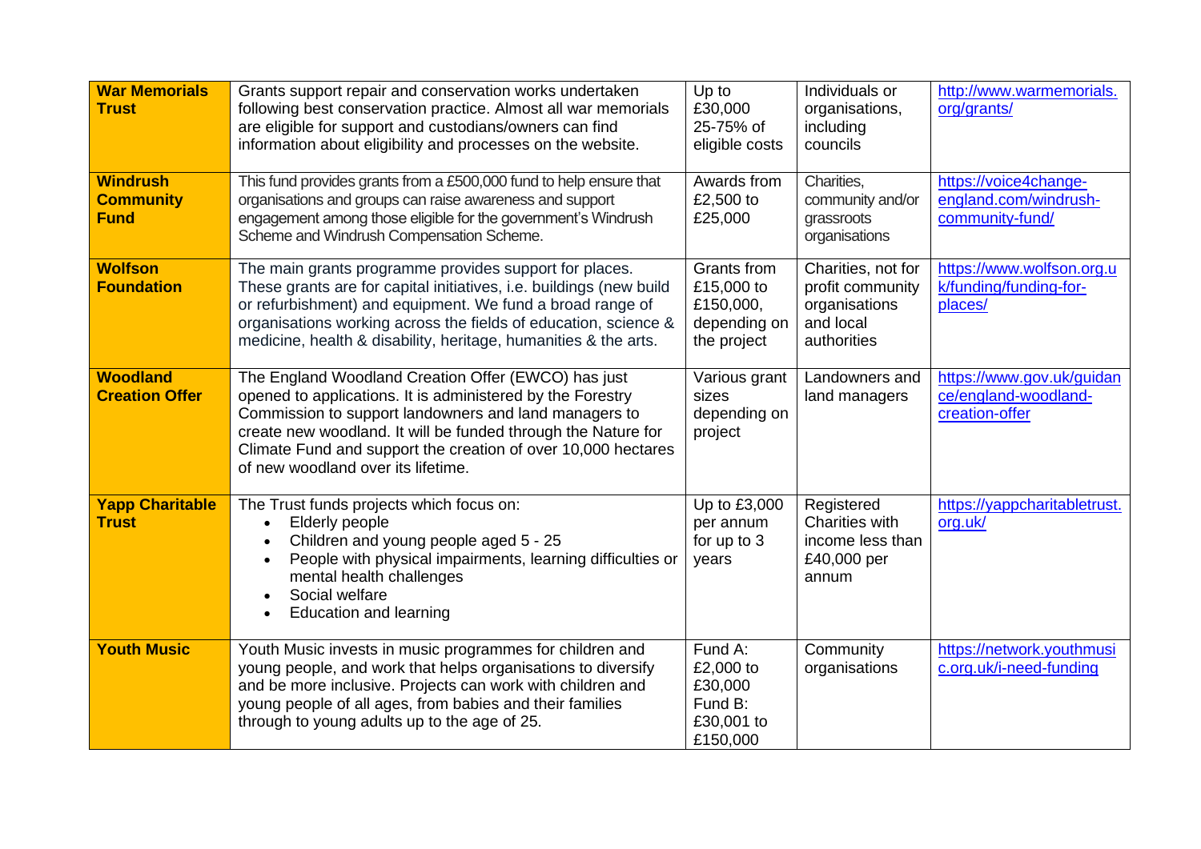| | | | | |
|---|---|---|---|---|
| **War Memorials Trust** | Grants support repair and conservation works undertaken following best conservation practice. Almost all war memorials are eligible for support and custodians/owners can find information about eligibility and processes on the website. | Up to £30,000 25-75% of eligible costs | Individuals or organisations, including councils | http://www.warmemorials.org/grants/ |
| **Windrush Community Fund** | This fund provides grants from a £500,000 fund to help ensure that organisations and groups can raise awareness and support engagement among those eligible for the government's Windrush Scheme and Windrush Compensation Scheme. | Awards from £2,500 to £25,000 | Charities, community and/or grassroots organisations | https://voice4change-england.com/windrush-community-fund/ |
| **Wolfson Foundation** | The main grants programme provides support for places. These grants are for capital initiatives, i.e. buildings (new build or refurbishment) and equipment. We fund a broad range of organisations working across the fields of education, science & medicine, health & disability, heritage, humanities & the arts. | Grants from £15,000 to £150,000, depending on the project | Charities, not for profit community organisations and local authorities | https://www.wolfson.org.uk/funding/funding-for-places/ |
| **Woodland Creation Offer** | The England Woodland Creation Offer (EWCO) has just opened to applications. It is administered by the Forestry Commission to support landowners and land managers to create new woodland. It will be funded through the Nature for Climate Fund and support the creation of over 10,000 hectares of new woodland over its lifetime. | Various grant sizes depending on project | Landowners and land managers | https://www.gov.uk/guidance/england-woodland-creation-offer |
| **Yapp Charitable Trust** | The Trust funds projects which focus on: <br>• Elderly people <br>• Children and young people aged 5 - 25 <br>• People with physical impairments, learning difficulties or mental health challenges <br>• Social welfare <br>• Education and learning | Up to £3,000 per annum for up to 3 years | Registered Charities with income less than £40,000 per annum | https://yappcharitabletrust.org.uk/ |
| **Youth Music** | Youth Music invests in music programmes for children and young people, and work that helps organisations to diversify and be more inclusive. Projects can work with children and young people of all ages, from babies and their families through to young adults up to the age of 25. | Fund A: £2,000 to £30,000 Fund B: £30,001 to £150,000 | Community organisations | https://network.youthmusic.org.uk/i-need-funding |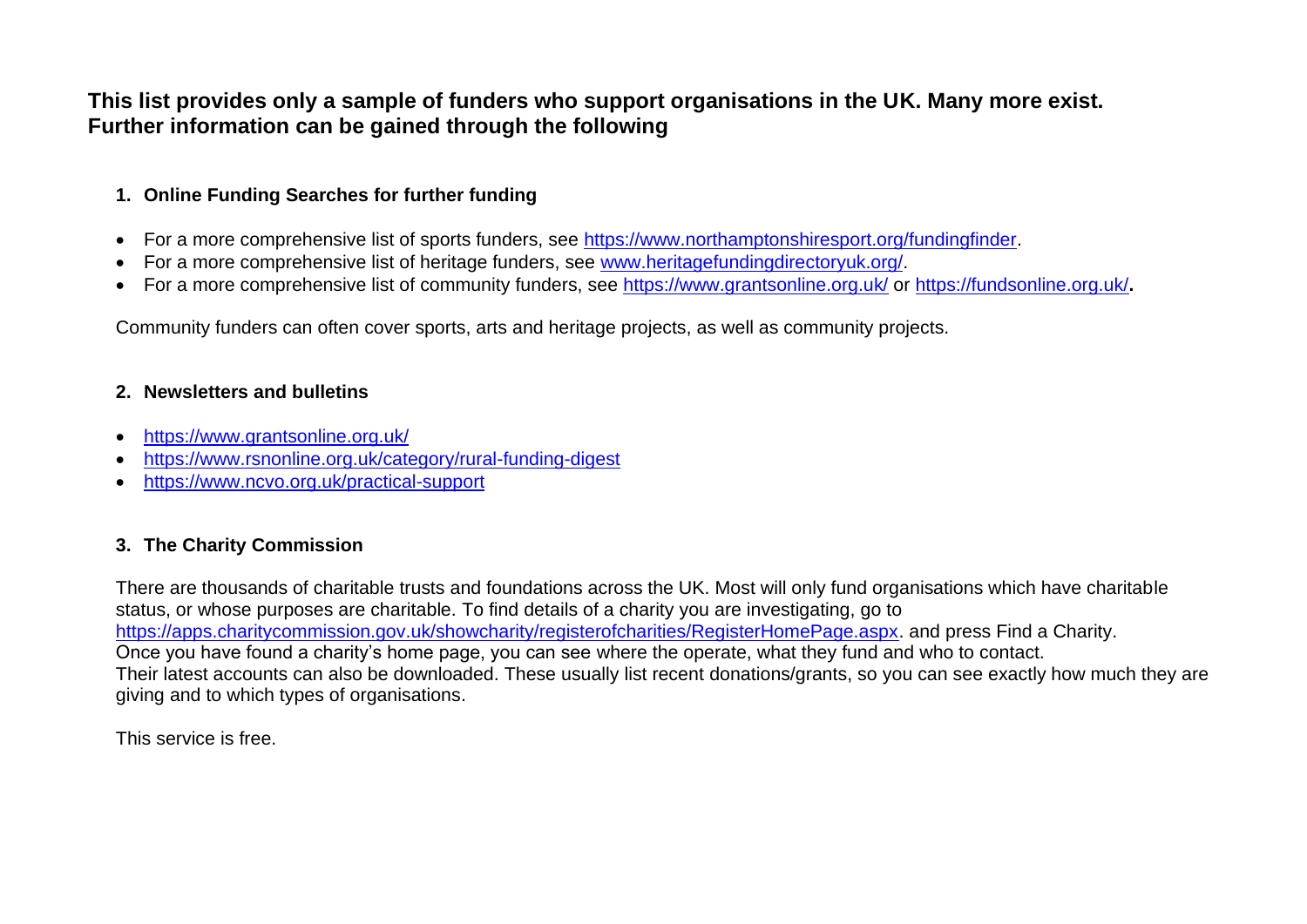**This list provides only a sample of funders who support organisations in the UK. Many more exist. Further information can be gained through the following**

1. **Online Funding Searches for further funding**

- For a more comprehensive list of sports funders, see https://www.northamptonshiresport.org/fundingfinder.
- For a more comprehensive list of heritage funders, see www.heritagefundingdirectoryuk.org/.
- For a more comprehensive list of community funders, see https://www.grantsonline.org.uk/ or https://fundsonline.org.uk/**.**

Community funders can often cover sports, arts and heritage projects, as well as community projects.

2. **Newsletters and bulletins**

- https://www.grantsonline.org.uk/
- https://www.rsnonline.org.uk/category/rural-funding-digest
- https://www.ncvo.org.uk/practical-support

3. **The Charity Commission**

There are thousands of charitable trusts and foundations across the UK. Most will only fund organisations which have charitable status, or whose purposes are charitable. To find details of a charity you are investigating, go to https://apps.charitycommission.gov.uk/showcharity/registerofcharities/RegisterHomePage.aspx. and press Find a Charity.
Once you have found a charity's home page, you can see where the operate, what they fund and who to contact.
Their latest accounts can also be downloaded. These usually list recent donations/grants, so you can see exactly how much they are giving and to which types of organisations.

This service is free.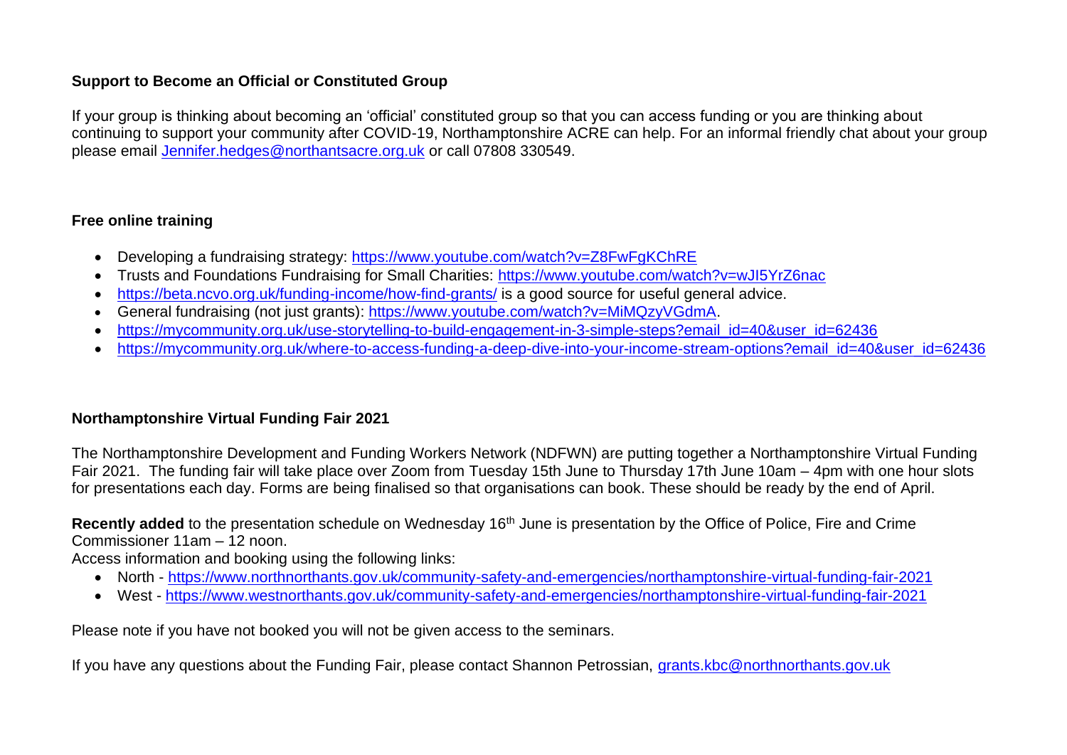**Support to Become an Official or Constituted Group**

If your group is thinking about becoming an 'official' constituted group so that you can access funding or you are thinking about continuing to support your community after COVID-19, Northamptonshire ACRE can help. For an informal friendly chat about your group please email Jennifer.hedges@northantsacre.org.uk or call 07808 330549.

**Free online training**

- Developing a fundraising strategy: https://www.youtube.com/watch?v=Z8FwFgKChRE
- Trusts and Foundations Fundraising for Small Charities: https://www.youtube.com/watch?v=wJI5YrZ6nac
- https://beta.ncvo.org.uk/funding-income/how-find-grants/ is a good source for useful general advice.
- General fundraising (not just grants): https://www.youtube.com/watch?v=MiMQzyVGdmA.
- https://mycommunity.org.uk/use-storytelling-to-build-engagement-in-3-simple-steps?email_id=40&user_id=62436
- https://mycommunity.org.uk/where-to-access-funding-a-deep-dive-into-your-income-stream-options?email_id=40&user_id=62436

**Northamptonshire Virtual Funding Fair 2021**

The Northamptonshire Development and Funding Workers Network (NDFWN) are putting together a Northamptonshire Virtual Funding Fair 2021. The funding fair will take place over Zoom from Tuesday 15th June to Thursday 17th June 10am – 4pm with one hour slots for presentations each day. Forms are being finalised so that organisations can book. These should be ready by the end of April.

**Recently added** to the presentation schedule on Wednesday 16th June is presentation by the Office of Police, Fire and Crime Commissioner 11am – 12 noon.

Access information and booking using the following links:

- North - https://www.northnorthants.gov.uk/community-safety-and-emergencies/northamptonshire-virtual-funding-fair-2021
- West - https://www.westnorthants.gov.uk/community-safety-and-emergencies/northamptonshire-virtual-funding-fair-2021

Please note if you have not booked you will not be given access to the seminars.

If you have any questions about the Funding Fair, please contact Shannon Petrossian, grants.kbc@northnorthants.gov.uk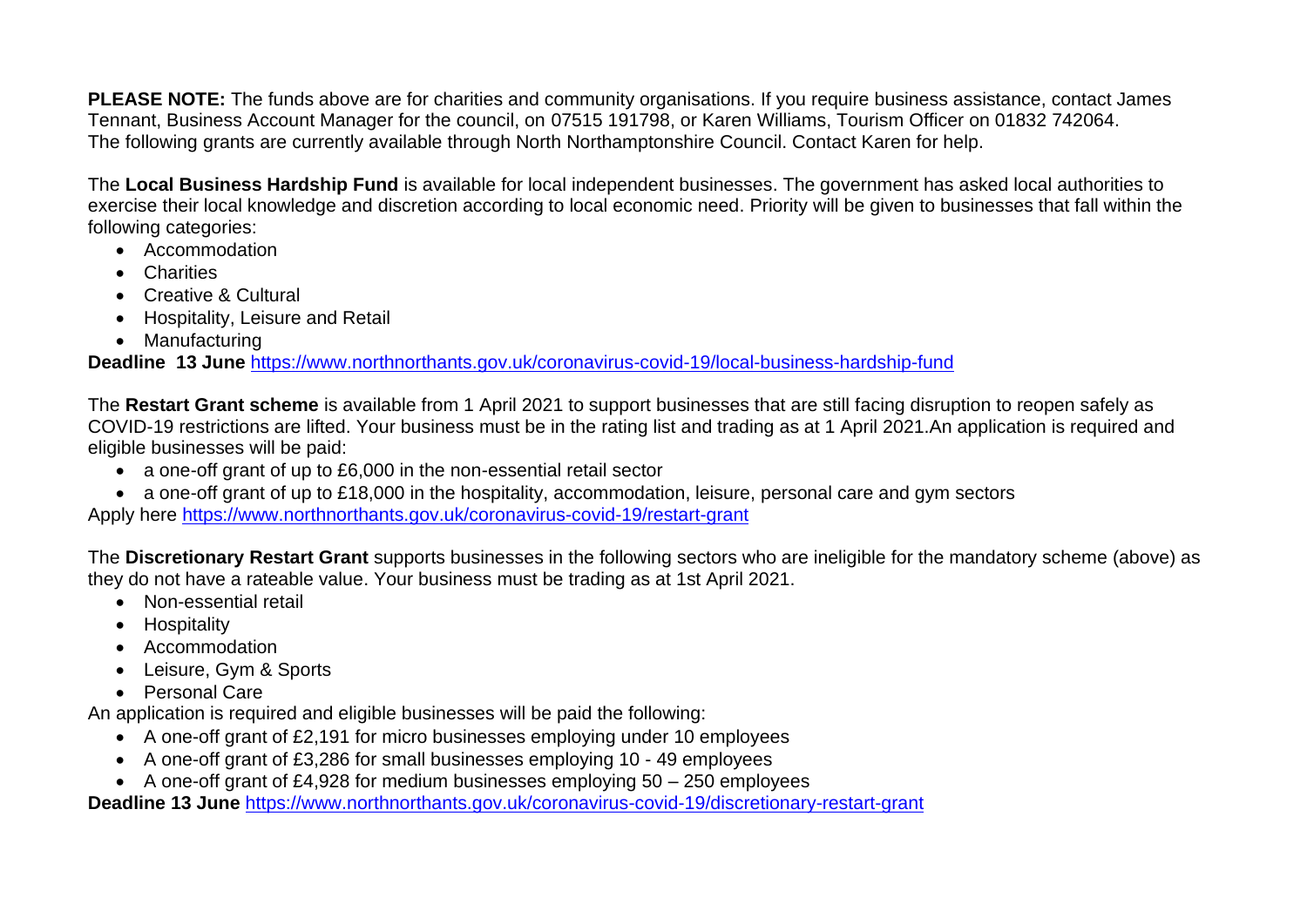**PLEASE NOTE:** The funds above are for charities and community organisations. If you require business assistance, contact James Tennant, Business Account Manager for the council, on 07515 191798, or Karen Williams, Tourism Officer on 01832 742064.
The following grants are currently available through North Northamptonshire Council. Contact Karen for help.

The **Local Business Hardship Fund** is available for local independent businesses. The government has asked local authorities to exercise their local knowledge and discretion according to local economic need. Priority will be given to businesses that fall within the following categories:

- Accommodation
- Charities
- Creative & Cultural
- Hospitality, Leisure and Retail
- Manufacturing

**Deadline 13 June** https://www.northnorthants.gov.uk/coronavirus-covid-19/local-business-hardship-fund

The **Restart Grant scheme** is available from 1 April 2021 to support businesses that are still facing disruption to reopen safely as COVID-19 restrictions are lifted. Your business must be in the rating list and trading as at 1 April 2021.An application is required and eligible businesses will be paid:

- a one-off grant of up to £6,000 in the non-essential retail sector
- a one-off grant of up to £18,000 in the hospitality, accommodation, leisure, personal care and gym sectors

Apply here https://www.northnorthants.gov.uk/coronavirus-covid-19/restart-grant

The **Discretionary Restart Grant** supports businesses in the following sectors who are ineligible for the mandatory scheme (above) as they do not have a rateable value. Your business must be trading as at 1st April 2021.

- Non-essential retail
- Hospitality
- Accommodation
- Leisure, Gym & Sports
- Personal Care

An application is required and eligible businesses will be paid the following:

- A one-off grant of £2,191 for micro businesses employing under 10 employees
- A one-off grant of £3,286 for small businesses employing 10 - 49 employees
- A one-off grant of £4,928 for medium businesses employing 50 – 250 employees

**Deadline 13 June** https://www.northnorthants.gov.uk/coronavirus-covid-19/discretionary-restart-grant